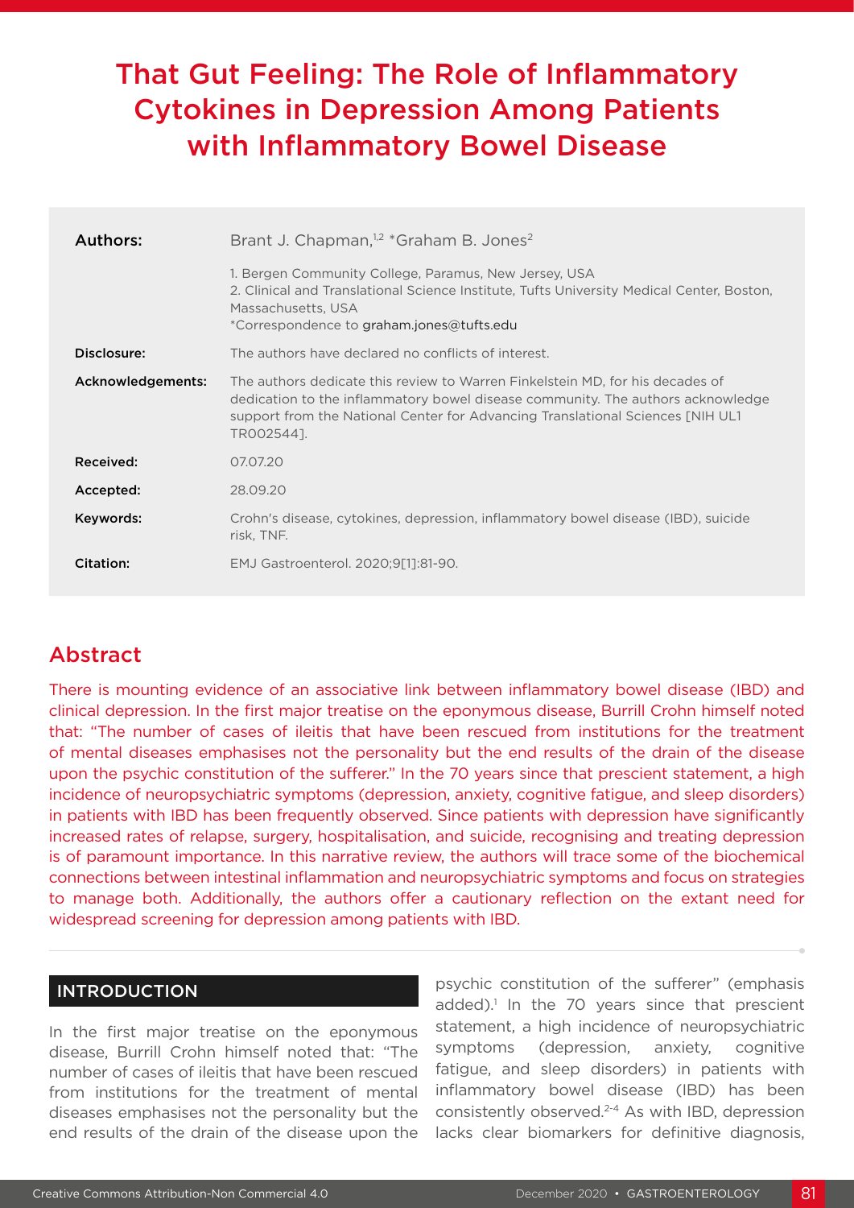# That Gut Feeling: The Role of Inflammatory Cytokines in Depression Among Patients with Inflammatory Bowel Disease

| | |
|---|---|
| **Authors:** | Brant J. Chapman,[1,2] *Graham B. Jones[2] |
| | 1. Bergen Community College, Paramus, New Jersey, USA<br>2. Clinical and Translational Science Institute, Tufts University Medical Center, Boston, Massachusetts, USA<br>*Correspondence to graham.jones@tufts.edu |
| **Disclosure:** | The authors have declared no conflicts of interest. |
| **Acknowledgements:** | The authors dedicate this review to Warren Finkelstein MD, for his decades of dedication to the inflammatory bowel disease community. The authors acknowledge support from the National Center for Advancing Translational Sciences [NIH UL1 TR002544]. |
| **Received:** | 07.07.20 |
| **Accepted:** | 28.09.20 |
| **Keywords:** | Crohn's disease, cytokines, depression, inflammatory bowel disease (IBD), suicide risk, TNF. |
| **Citation:** | EMJ Gastroenterol. 2020;9[1]:81-90. |

## Abstract

There is mounting evidence of an associative link between inflammatory bowel disease (IBD) and clinical depression. In the first major treatise on the eponymous disease, Burrill Crohn himself noted that: "The number of cases of ileitis that have been rescued from institutions for the treatment of mental diseases emphasises not the personality but the end results of the drain of the disease upon the psychic constitution of the sufferer." In the 70 years since that prescient statement, a high incidence of neuropsychiatric symptoms (depression, anxiety, cognitive fatigue, and sleep disorders) in patients with IBD has been frequently observed. Since patients with depression have significantly increased rates of relapse, surgery, hospitalisation, and suicide, recognising and treating depression is of paramount importance. In this narrative review, the authors will trace some of the biochemical connections between intestinal inflammation and neuropsychiatric symptoms and focus on strategies to manage both. Additionally, the authors offer a cautionary reflection on the extant need for widespread screening for depression among patients with IBD.

## INTRODUCTION

In the first major treatise on the eponymous disease, Burrill Crohn himself noted that: "The number of cases of ileitis that have been rescued from institutions for the treatment of mental diseases emphasises not the personality but the end results of the drain of the disease upon the psychic constitution of the sufferer" (emphasis added).[1] In the 70 years since that prescient statement, a high incidence of neuropsychiatric symptoms (depression, anxiety, cognitive fatigue, and sleep disorders) in patients with inflammatory bowel disease (IBD) has been consistently observed.[2-4] As with IBD, depression lacks clear biomarkers for definitive diagnosis,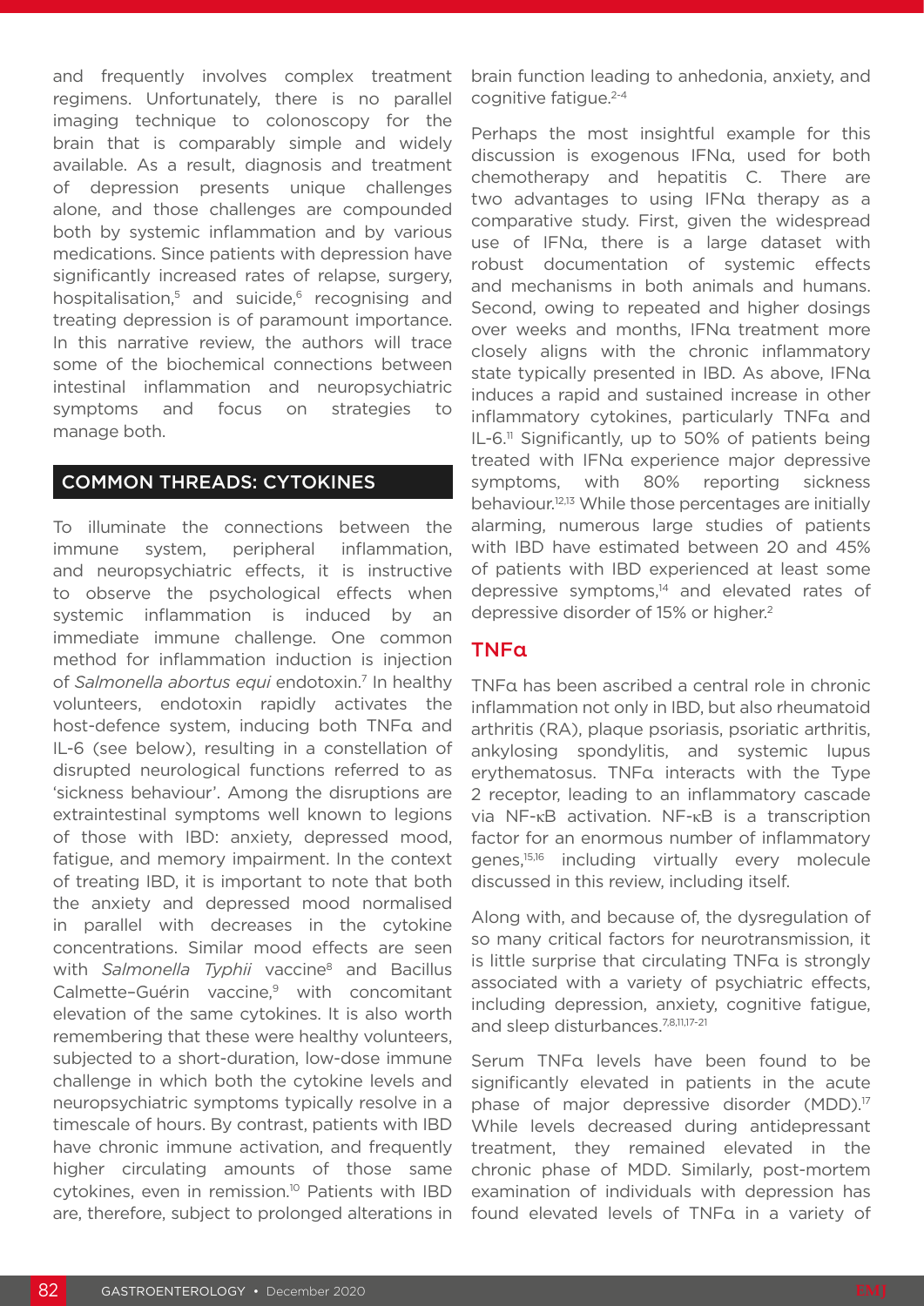and frequently involves complex treatment regimens. Unfortunately, there is no parallel imaging technique to colonoscopy for the brain that is comparably simple and widely available. As a result, diagnosis and treatment of depression presents unique challenges alone, and those challenges are compounded both by systemic inflammation and by various medications. Since patients with depression have significantly increased rates of relapse, surgery, hospitalisation,[5] and suicide,[6] recognising and treating depression is of paramount importance. In this narrative review, the authors will trace some of the biochemical connections between intestinal inflammation and neuropsychiatric symptoms and focus on strategies to manage both.

## COMMON THREADS: CYTOKINES

To illuminate the connections between the immune system, peripheral inflammation, and neuropsychiatric effects, it is instructive to observe the psychological effects when systemic inflammation is induced by an immediate immune challenge. One common method for inflammation induction is injection of *Salmonella abortus equi* endotoxin.[7] In healthy volunteers, endotoxin rapidly activates the host-defence system, inducing both TNFα and IL-6 (see below), resulting in a constellation of disrupted neurological functions referred to as 'sickness behaviour'. Among the disruptions are extraintestinal symptoms well known to legions of those with IBD: anxiety, depressed mood, fatigue, and memory impairment. In the context of treating IBD, it is important to note that both the anxiety and depressed mood normalised in parallel with decreases in the cytokine concentrations. Similar mood effects are seen with *Salmonella Typhii* vaccine[8] and Bacillus Calmette–Guérin vaccine,[9] with concomitant elevation of the same cytokines. It is also worth remembering that these were healthy volunteers, subjected to a short-duration, low-dose immune challenge in which both the cytokine levels and neuropsychiatric symptoms typically resolve in a timescale of hours. By contrast, patients with IBD have chronic immune activation, and frequently higher circulating amounts of those same cytokines, even in remission.[10] Patients with IBD are, therefore, subject to prolonged alterations in brain function leading to anhedonia, anxiety, and cognitive fatigue.[2-4]

Perhaps the most insightful example for this discussion is exogenous IFNα, used for both chemotherapy and hepatitis C. There are two advantages to using IFNα therapy as a comparative study. First, given the widespread use of IFNα, there is a large dataset with robust documentation of systemic effects and mechanisms in both animals and humans. Second, owing to repeated and higher dosings over weeks and months, IFNα treatment more closely aligns with the chronic inflammatory state typically presented in IBD. As above, IFNα induces a rapid and sustained increase in other inflammatory cytokines, particularly TNFα and IL-6.[11] Significantly, up to 50% of patients being treated with IFNα experience major depressive symptoms, with 80% reporting sickness behaviour.[12,13] While those percentages are initially alarming, numerous large studies of patients with IBD have estimated between 20 and 45% of patients with IBD experienced at least some depressive symptoms,[14] and elevated rates of depressive disorder of 15% or higher.[2]

### TNFα

TNFα has been ascribed a central role in chronic inflammation not only in IBD, but also rheumatoid arthritis (RA), plaque psoriasis, psoriatic arthritis, ankylosing spondylitis, and systemic lupus erythematosus. TNFα interacts with the Type 2 receptor, leading to an inflammatory cascade via NF-κB activation. NF-κB is a transcription factor for an enormous number of inflammatory genes,[15,16] including virtually every molecule discussed in this review, including itself.

Along with, and because of, the dysregulation of so many critical factors for neurotransmission, it is little surprise that circulating TNFα is strongly associated with a variety of psychiatric effects, including depression, anxiety, cognitive fatigue, and sleep disturbances.[7,8,11,17-21]

Serum TNFα levels have been found to be significantly elevated in patients in the acute phase of major depressive disorder (MDD).[17] While levels decreased during antidepressant treatment, they remained elevated in the chronic phase of MDD. Similarly, post-mortem examination of individuals with depression has found elevated levels of TNFα in a variety of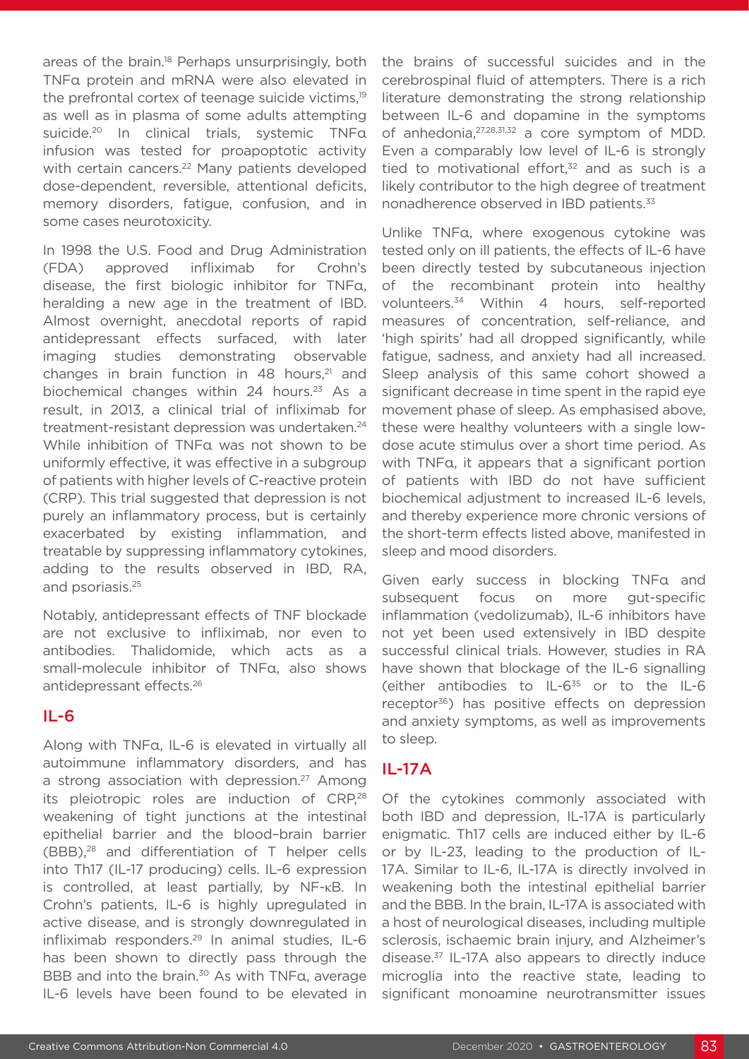areas of the brain.[18] Perhaps unsurprisingly, both TNFα protein and mRNA were also elevated in the prefrontal cortex of teenage suicide victims,[19] as well as in plasma of some adults attempting suicide.[20] In clinical trials, systemic TNFα infusion was tested for proapoptotic activity with certain cancers.[22] Many patients developed dose-dependent, reversible, attentional deficits, memory disorders, fatigue, confusion, and in some cases neurotoxicity.

In 1998 the U.S. Food and Drug Administration (FDA) approved infliximab for Crohn's disease, the first biologic inhibitor for TNFα, heralding a new age in the treatment of IBD. Almost overnight, anecdotal reports of rapid antidepressant effects surfaced, with later imaging studies demonstrating observable changes in brain function in 48 hours,[21] and biochemical changes within 24 hours.[23] As a result, in 2013, a clinical trial of infliximab for treatment-resistant depression was undertaken.[24] While inhibition of TNFα was not shown to be uniformly effective, it was effective in a subgroup of patients with higher levels of C-reactive protein (CRP). This trial suggested that depression is not purely an inflammatory process, but is certainly exacerbated by existing inflammation, and treatable by suppressing inflammatory cytokines, adding to the results observed in IBD, RA, and psoriasis.[25]

Notably, antidepressant effects of TNF blockade are not exclusive to infliximab, nor even to antibodies. Thalidomide, which acts as a small-molecule inhibitor of TNFα, also shows antidepressant effects.[26]

## IL-6

Along with TNFα, IL-6 is elevated in virtually all autoimmune inflammatory disorders, and has a strong association with depression.[27] Among its pleiotropic roles are induction of CRP,[28] weakening of tight junctions at the intestinal epithelial barrier and the blood–brain barrier (BBB),[28] and differentiation of T helper cells into Th17 (IL-17 producing) cells. IL-6 expression is controlled, at least partially, by NF-κB. In Crohn's patients, IL-6 is highly upregulated in active disease, and is strongly downregulated in infliximab responders.[29] In animal studies, IL-6 has been shown to directly pass through the BBB and into the brain.[30] As with TNFα, average IL-6 levels have been found to be elevated in the brains of successful suicides and in the cerebrospinal fluid of attempters. There is a rich literature demonstrating the strong relationship between IL-6 and dopamine in the symptoms of anhedonia,[27,28,31,32] a core symptom of MDD. Even a comparably low level of IL-6 is strongly tied to motivational effort,[32] and as such is a likely contributor to the high degree of treatment nonadherence observed in IBD patients.[33]

Unlike TNFα, where exogenous cytokine was tested only on ill patients, the effects of IL-6 have been directly tested by subcutaneous injection of the recombinant protein into healthy volunteers.[34] Within 4 hours, self-reported measures of concentration, self-reliance, and 'high spirits' had all dropped significantly, while fatigue, sadness, and anxiety had all increased. Sleep analysis of this same cohort showed a significant decrease in time spent in the rapid eye movement phase of sleep. As emphasised above, these were healthy volunteers with a single low-dose acute stimulus over a short time period. As with TNFα, it appears that a significant portion of patients with IBD do not have sufficient biochemical adjustment to increased IL-6 levels, and thereby experience more chronic versions of the short-term effects listed above, manifested in sleep and mood disorders.

Given early success in blocking TNFα and subsequent focus on more gut-specific inflammation (vedolizumab), IL-6 inhibitors have not yet been used extensively in IBD despite successful clinical trials. However, studies in RA have shown that blockage of the IL-6 signalling (either antibodies to IL-6[35] or to the IL-6 receptor[36]) has positive effects on depression and anxiety symptoms, as well as improvements to sleep.

## IL-17A

Of the cytokines commonly associated with both IBD and depression, IL-17A is particularly enigmatic. Th17 cells are induced either by IL-6 or by IL-23, leading to the production of IL-17A. Similar to IL-6, IL-17A is directly involved in weakening both the intestinal epithelial barrier and the BBB. In the brain, IL-17A is associated with a host of neurological diseases, including multiple sclerosis, ischaemic brain injury, and Alzheimer's disease.[37] IL-17A also appears to directly induce microglia into the reactive state, leading to significant monoamine neurotransmitter issues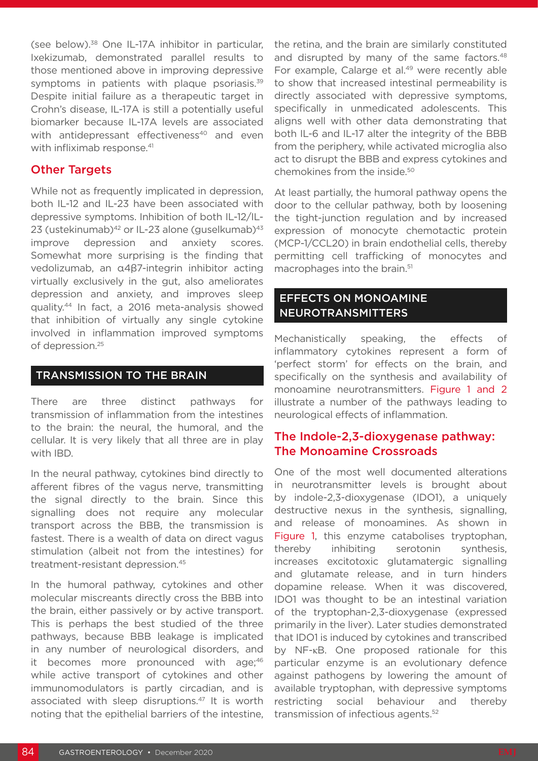(see below).[38] One IL-17A inhibitor in particular, Ixekizumab, demonstrated parallel results to those mentioned above in improving depressive symptoms in patients with plaque psoriasis.[39] Despite initial failure as a therapeutic target in Crohn's disease, IL-17A is still a potentially useful biomarker because IL-17A levels are associated with antidepressant effectiveness[40] and even with infliximab response.[41]

### Other Targets

While not as frequently implicated in depression, both IL-12 and IL-23 have been associated with depressive symptoms. Inhibition of both IL-12/IL-23 (ustekinumab)[42] or IL-23 alone (guselkumab)[43] improve depression and anxiety scores. Somewhat more surprising is the finding that vedolizumab, an α4β7-integrin inhibitor acting virtually exclusively in the gut, also ameliorates depression and anxiety, and improves sleep quality.[44] In fact, a 2016 meta-analysis showed that inhibition of virtually any single cytokine involved in inflammation improved symptoms of depression.[25]

## TRANSMISSION TO THE BRAIN

There are three distinct pathways for transmission of inflammation from the intestines to the brain: the neural, the humoral, and the cellular. It is very likely that all three are in play with IBD.

In the neural pathway, cytokines bind directly to afferent fibres of the vagus nerve, transmitting the signal directly to the brain. Since this signalling does not require any molecular transport across the BBB, the transmission is fastest. There is a wealth of data on direct vagus stimulation (albeit not from the intestines) for treatment-resistant depression.[45]

In the humoral pathway, cytokines and other molecular miscreants directly cross the BBB into the brain, either passively or by active transport. This is perhaps the best studied of the three pathways, because BBB leakage is implicated in any number of neurological disorders, and it becomes more pronounced with age;[46] while active transport of cytokines and other immunomodulators is partly circadian, and is associated with sleep disruptions.[47] It is worth noting that the epithelial barriers of the intestine, the retina, and the brain are similarly constituted and disrupted by many of the same factors.[48] For example, Calarge et al.[49] were recently able to show that increased intestinal permeability is directly associated with depressive symptoms, specifically in unmedicated adolescents. This aligns well with other data demonstrating that both IL-6 and IL-17 alter the integrity of the BBB from the periphery, while activated microglia also act to disrupt the BBB and express cytokines and chemokines from the inside.[50]

At least partially, the humoral pathway opens the door to the cellular pathway, both by loosening the tight-junction regulation and by increased expression of monocyte chemotactic protein (MCP-1/CCL20) in brain endothelial cells, thereby permitting cell trafficking of monocytes and macrophages into the brain.[51]

## EFFECTS ON MONOAMINE NEUROTRANSMITTERS

Mechanistically speaking, the effects of inflammatory cytokines represent a form of 'perfect storm' for effects on the brain, and specifically on the synthesis and availability of monoamine neurotransmitters. Figure 1 and 2 illustrate a number of the pathways leading to neurological effects of inflammation.

### The Indole-2,3-dioxygenase pathway: The Monoamine Crossroads

One of the most well documented alterations in neurotransmitter levels is brought about by indole-2,3-dioxygenase (IDO1), a uniquely destructive nexus in the synthesis, signalling, and release of monoamines. As shown in Figure 1, this enzyme catabolises tryptophan, thereby inhibiting serotonin synthesis, increases excitotoxic glutamatergic signalling and glutamate release, and in turn hinders dopamine release. When it was discovered, IDO1 was thought to be an intestinal variation of the tryptophan-2,3-dioxygenase (expressed primarily in the liver). Later studies demonstrated that IDO1 is induced by cytokines and transcribed by NF-κB. One proposed rationale for this particular enzyme is an evolutionary defence against pathogens by lowering the amount of available tryptophan, with depressive symptoms restricting social behaviour and thereby transmission of infectious agents.[52]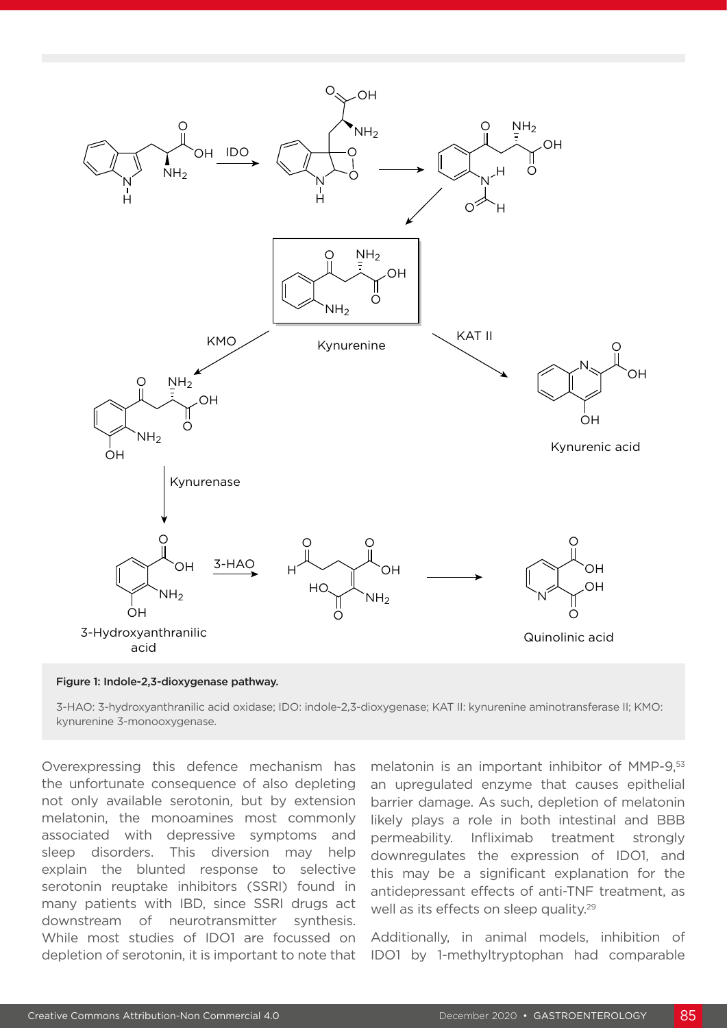Figure 1: Indole-2,3-dioxygenase pathway.

3-HAO: 3-hydroxyanthranilic acid oxidase; IDO: indole-2,3-dioxygenase; KAT II: kynurenine aminotransferase II; KMO: kynurenine 3-monooxygenase.

Overexpressing this defence mechanism has the unfortunate consequence of also depleting not only available serotonin, but by extension melatonin, the monoamines most commonly associated with depressive symptoms and sleep disorders. This diversion may help explain the blunted response to selective serotonin reuptake inhibitors (SSRI) found in many patients with IBD, since SSRI drugs act downstream of neurotransmitter synthesis. While most studies of IDO1 are focussed on depletion of serotonin, it is important to note that melatonin is an important inhibitor of MMP-9,[53] an upregulated enzyme that causes epithelial barrier damage. As such, depletion of melatonin likely plays a role in both intestinal and BBB permeability. Infliximab treatment strongly downregulates the expression of IDO1, and this may be a significant explanation for the antidepressant effects of anti-TNF treatment, as well as its effects on sleep quality.[29]

Additionally, in animal models, inhibition of IDO1 by 1-methyltryptophan had comparable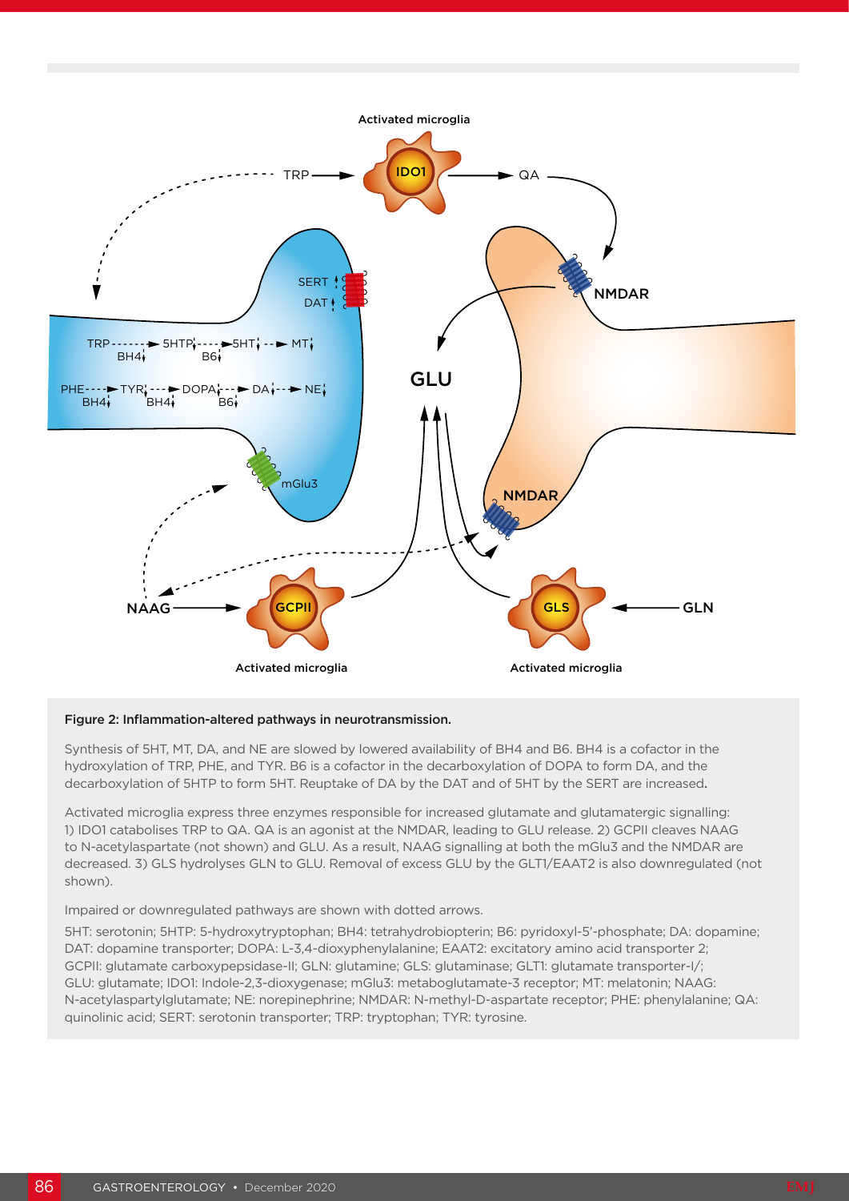Figure 2: Inflammation-altered pathways in neurotransmission.

Synthesis of 5HT, MT, DA, and NE are slowed by lowered availability of BH4 and B6. BH4 is a cofactor in the hydroxylation of TRP, PHE, and TYR. B6 is a cofactor in the decarboxylation of DOPA to form DA, and the decarboxylation of 5HTP to form 5HT. Reuptake of DA by the DAT and of 5HT by the SERT are increased.

Activated microglia express three enzymes responsible for increased glutamate and glutamatergic signalling: 1) IDO1 catabolises TRP to QA. QA is an agonist at the NMDAR, leading to GLU release. 2) GCPII cleaves NAAG to N-acetylaspartate (not shown) and GLU. As a result, NAAG signalling at both the mGlu3 and the NMDAR are decreased. 3) GLS hydrolyses GLN to GLU. Removal of excess GLU by the GLT1/EAAT2 is also downregulated (not shown).

Impaired or downregulated pathways are shown with dotted arrows.

5HT: serotonin; 5HTP: 5-hydroxytryptophan; BH4: tetrahydrobiopterin; B6: pyridoxyl-5'-phosphate; DA: dopamine; DAT: dopamine transporter; DOPA: L-3,4-dioxyphenylalanine; EAAT2: excitatory amino acid transporter 2; GCPII: glutamate carboxypepsidase-II; GLN: glutamine; GLS: glutaminase; GLT1: glutamate transporter-I/; GLU: glutamate; IDO1: Indole-2,3-dioxygenase; mGlu3: metaboglutamate-3 receptor; MT: melatonin; NAAG: N-acetylaspartylglutamate; NE: norepinephrine; NMDAR: N-methyl-D-aspartate receptor; PHE: phenylalanine; QA: quinolinic acid; SERT: serotonin transporter; TRP: tryptophan; TYR: tyrosine.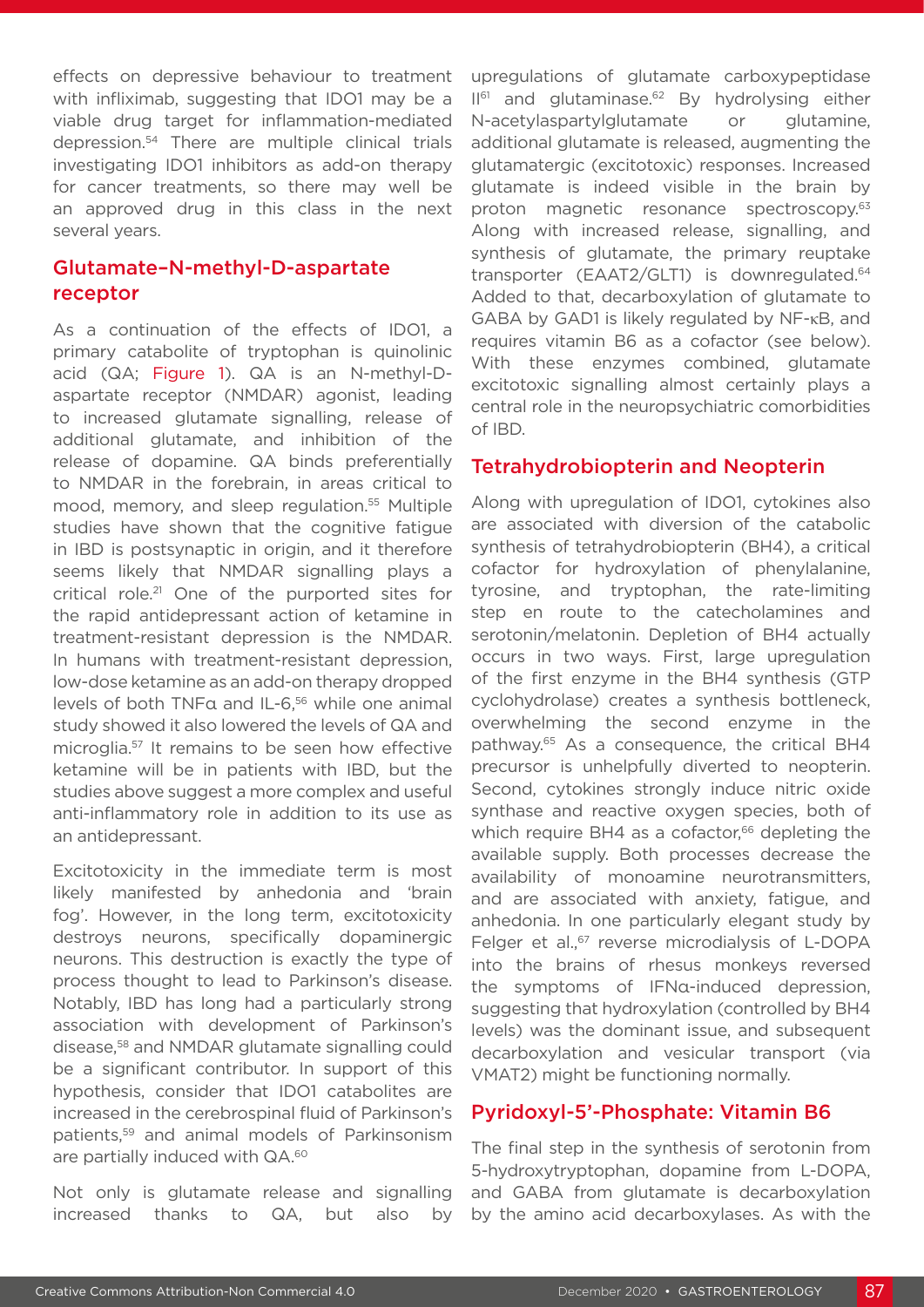effects on depressive behaviour to treatment with infliximab, suggesting that IDO1 may be a viable drug target for inflammation-mediated depression.[54] There are multiple clinical trials investigating IDO1 inhibitors as add-on therapy for cancer treatments, so there may well be an approved drug in this class in the next several years.

## Glutamate–N-methyl-D-aspartate receptor

As a continuation of the effects of IDO1, a primary catabolite of tryptophan is quinolinic acid (QA; Figure 1). QA is an N-methyl-D-aspartate receptor (NMDAR) agonist, leading to increased glutamate signalling, release of additional glutamate, and inhibition of the release of dopamine. QA binds preferentially to NMDAR in the forebrain, in areas critical to mood, memory, and sleep regulation.[55] Multiple studies have shown that the cognitive fatigue in IBD is postsynaptic in origin, and it therefore seems likely that NMDAR signalling plays a critical role.[21] One of the purported sites for the rapid antidepressant action of ketamine in treatment-resistant depression is the NMDAR. In humans with treatment-resistant depression, low-dose ketamine as an add-on therapy dropped levels of both TNFα and IL-6,[56] while one animal study showed it also lowered the levels of QA and microglia.[57] It remains to be seen how effective ketamine will be in patients with IBD, but the studies above suggest a more complex and useful anti-inflammatory role in addition to its use as an antidepressant.

Excitotoxicity in the immediate term is most likely manifested by anhedonia and 'brain fog'. However, in the long term, excitotoxicity destroys neurons, specifically dopaminergic neurons. This destruction is exactly the type of process thought to lead to Parkinson's disease. Notably, IBD has long had a particularly strong association with development of Parkinson's disease,[58] and NMDAR glutamate signalling could be a significant contributor. In support of this hypothesis, consider that IDO1 catabolites are increased in the cerebrospinal fluid of Parkinson's patients,[59] and animal models of Parkinsonism are partially induced with QA.[60]

Not only is glutamate release and signalling increased thanks to QA, but also by upregulations of glutamate carboxypeptidase II[61] and glutaminase.[62] By hydrolysing either N-acetylaspartylglutamate or glutamine, additional glutamate is released, augmenting the glutamatergic (excitotoxic) responses. Increased glutamate is indeed visible in the brain by proton magnetic resonance spectroscopy.[63] Along with increased release, signalling, and synthesis of glutamate, the primary reuptake transporter (EAAT2/GLT1) is downregulated.[64] Added to that, decarboxylation of glutamate to GABA by GAD1 is likely regulated by NF-κB, and requires vitamin B6 as a cofactor (see below). With these enzymes combined, glutamate excitotoxic signalling almost certainly plays a central role in the neuropsychiatric comorbidities of IBD.

## Tetrahydrobiopterin and Neopterin

Along with upregulation of IDO1, cytokines also are associated with diversion of the catabolic synthesis of tetrahydrobiopterin (BH4), a critical cofactor for hydroxylation of phenylalanine, tyrosine, and tryptophan, the rate-limiting step en route to the catecholamines and serotonin/melatonin. Depletion of BH4 actually occurs in two ways. First, large upregulation of the first enzyme in the BH4 synthesis (GTP cyclohydrolase) creates a synthesis bottleneck, overwhelming the second enzyme in the pathway.[65] As a consequence, the critical BH4 precursor is unhelpfully diverted to neopterin. Second, cytokines strongly induce nitric oxide synthase and reactive oxygen species, both of which require BH4 as a cofactor,[66] depleting the available supply. Both processes decrease the availability of monoamine neurotransmitters, and are associated with anxiety, fatigue, and anhedonia. In one particularly elegant study by Felger et al.,[67] reverse microdialysis of L-DOPA into the brains of rhesus monkeys reversed the symptoms of IFNα-induced depression, suggesting that hydroxylation (controlled by BH4 levels) was the dominant issue, and subsequent decarboxylation and vesicular transport (via VMAT2) might be functioning normally.

## Pyridoxyl-5'-Phosphate: Vitamin B6

The final step in the synthesis of serotonin from 5-hydroxytryptophan, dopamine from L-DOPA, and GABA from glutamate is decarboxylation by the amino acid decarboxylases. As with the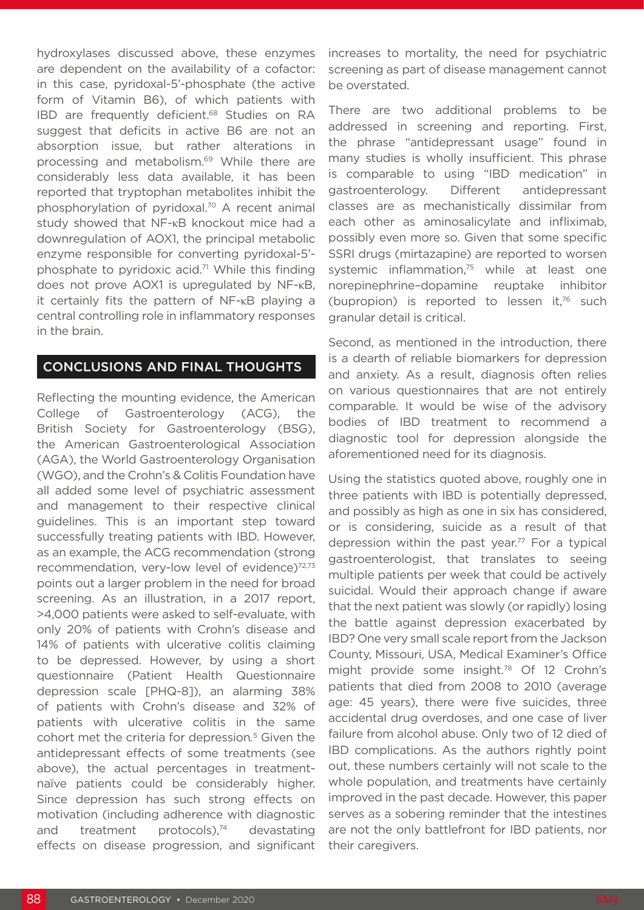hydroxylases discussed above, these enzymes are dependent on the availability of a cofactor: in this case, pyridoxal-5'-phosphate (the active form of Vitamin B6), of which patients with IBD are frequently deficient.[68] Studies on RA suggest that deficits in active B6 are not an absorption issue, but rather alterations in processing and metabolism.[69] While there are considerably less data available, it has been reported that tryptophan metabolites inhibit the phosphorylation of pyridoxal.[70] A recent animal study showed that NF-κB knockout mice had a downregulation of AOX1, the principal metabolic enzyme responsible for converting pyridoxal-5'-phosphate to pyridoxic acid.[71] While this finding does not prove AOX1 is upregulated by NF-κB, it certainly fits the pattern of NF-κB playing a central controlling role in inflammatory responses in the brain.

## CONCLUSIONS AND FINAL THOUGHTS

Reflecting the mounting evidence, the American College of Gastroenterology (ACG), the British Society for Gastroenterology (BSG), the American Gastroenterological Association (AGA), the World Gastroenterology Organisation (WGO), and the Crohn's & Colitis Foundation have all added some level of psychiatric assessment and management to their respective clinical guidelines. This is an important step toward successfully treating patients with IBD. However, as an example, the ACG recommendation (strong recommendation, very-low level of evidence)[72,73] points out a larger problem in the need for broad screening. As an illustration, in a 2017 report, >4,000 patients were asked to self-evaluate, with only 20% of patients with Crohn's disease and 14% of patients with ulcerative colitis claiming to be depressed. However, by using a short questionnaire (Patient Health Questionnaire depression scale [PHQ-8]), an alarming 38% of patients with Crohn's disease and 32% of patients with ulcerative colitis in the same cohort met the criteria for depression.[5] Given the antidepressant effects of some treatments (see above), the actual percentages in treatment-naïve patients could be considerably higher. Since depression has such strong effects on motivation (including adherence with diagnostic and treatment protocols),[74] devastating effects on disease progression, and significant increases to mortality, the need for psychiatric screening as part of disease management cannot be overstated.

There are two additional problems to be addressed in screening and reporting. First, the phrase "antidepressant usage" found in many studies is wholly insufficient. This phrase is comparable to using "IBD medication" in gastroenterology. Different antidepressant classes are as mechanistically dissimilar from each other as aminosalicylate and infliximab, possibly even more so. Given that some specific SSRI drugs (mirtazapine) are reported to worsen systemic inflammation,[75] while at least one norepinephrine–dopamine reuptake inhibitor (bupropion) is reported to lessen it,[76] such granular detail is critical.

Second, as mentioned in the introduction, there is a dearth of reliable biomarkers for depression and anxiety. As a result, diagnosis often relies on various questionnaires that are not entirely comparable. It would be wise of the advisory bodies of IBD treatment to recommend a diagnostic tool for depression alongside the aforementioned need for its diagnosis.

Using the statistics quoted above, roughly one in three patients with IBD is potentially depressed, and possibly as high as one in six has considered, or is considering, suicide as a result of that depression within the past year.[77] For a typical gastroenterologist, that translates to seeing multiple patients per week that could be actively suicidal. Would their approach change if aware that the next patient was slowly (or rapidly) losing the battle against depression exacerbated by IBD? One very small scale report from the Jackson County, Missouri, USA, Medical Examiner's Office might provide some insight.[78] Of 12 Crohn's patients that died from 2008 to 2010 (average age: 45 years), there were five suicides, three accidental drug overdoses, and one case of liver failure from alcohol abuse. Only two of 12 died of IBD complications. As the authors rightly point out, these numbers certainly will not scale to the whole population, and treatments have certainly improved in the past decade. However, this paper serves as a sobering reminder that the intestines are not the only battlefront for IBD patients, nor their caregivers.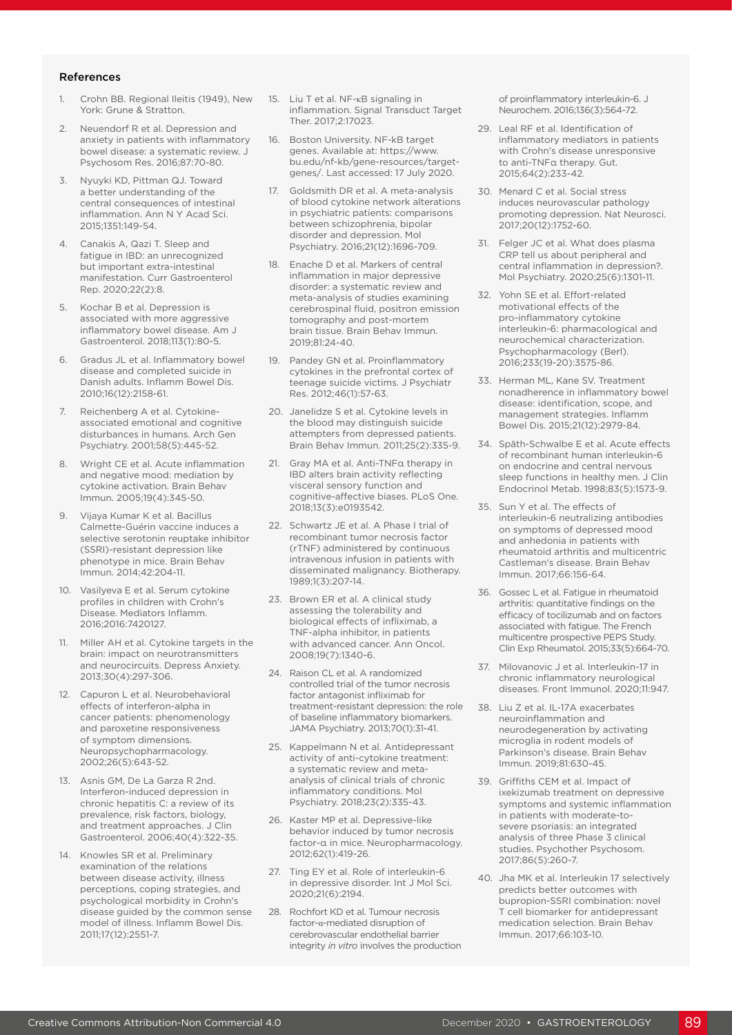## References

1. Crohn BB. Regional Ileitis (1949), New York: Grune & Stratton.
2. Neuendorf R et al. Depression and anxiety in patients with inflammatory bowel disease: a systematic review. J Psychosom Res. 2016;87:70-80.
3. Nyuyki KD, Pittman QJ. Toward a better understanding of the central consequences of intestinal inflammation. Ann N Y Acad Sci. 2015;1351:149-54.
4. Canakis A, Qazi T. Sleep and fatigue in IBD: an unrecognized but important extra-intestinal manifestation. Curr Gastroenterol Rep. 2020;22(2):8.
5. Kochar B et al. Depression is associated with more aggressive inflammatory bowel disease. Am J Gastroenterol. 2018;113(1):80-5.
6. Gradus JL et al. Inflammatory bowel disease and completed suicide in Danish adults. Inflamm Bowel Dis. 2010;16(12):2158-61.
7. Reichenberg A et al. Cytokine-associated emotional and cognitive disturbances in humans. Arch Gen Psychiatry. 2001;58(5):445-52.
8. Wright CE et al. Acute inflammation and negative mood: mediation by cytokine activation. Brain Behav Immun. 2005;19(4):345-50.
9. Vijaya Kumar K et al. Bacillus Calmette-Guérin vaccine induces a selective serotonin reuptake inhibitor (SSRI)-resistant depression like phenotype in mice. Brain Behav Immun. 2014;42:204-11.
10. Vasilyeva E et al. Serum cytokine profiles in children with Crohn's Disease. Mediators Inflamm. 2016;2016:7420127.
11. Miller AH et al. Cytokine targets in the brain: impact on neurotransmitters and neurocircuits. Depress Anxiety. 2013;30(4):297-306.
12. Capuron L et al. Neurobehavioral effects of interferon-alpha in cancer patients: phenomenology and paroxetine responsiveness of symptom dimensions. Neuropsychopharmacology. 2002;26(5):643-52.
13. Asnis GM, De La Garza R 2nd. Interferon-induced depression in chronic hepatitis C: a review of its prevalence, risk factors, biology, and treatment approaches. J Clin Gastroenterol. 2006;40(4):322-35.
14. Knowles SR et al. Preliminary examination of the relations between disease activity, illness perceptions, coping strategies, and psychological morbidity in Crohn's disease guided by the common sense model of illness. Inflamm Bowel Dis. 2011;17(12):2551-7.
15. Liu T et al. NF-κB signaling in inflammation. Signal Transduct Target Ther. 2017;2:17023.
16. Boston University. NF-kB target genes. Available at: https://www.bu.edu/nf-kb/gene-resources/target-genes/. Last accessed: 17 July 2020.
17. Goldsmith DR et al. A meta-analysis of blood cytokine network alterations in psychiatric patients: comparisons between schizophrenia, bipolar disorder and depression. Mol Psychiatry. 2016;21(12):1696-709.
18. Enache D et al. Markers of central inflammation in major depressive disorder: a systematic review and meta-analysis of studies examining cerebrospinal fluid, positron emission tomography and post-mortem brain tissue. Brain Behav Immun. 2019;81:24-40.
19. Pandey GN et al. Proinflammatory cytokines in the prefrontal cortex of teenage suicide victims. J Psychiatr Res. 2012;46(1):57-63.
20. Janelidze S et al. Cytokine levels in the blood may distinguish suicide attempters from depressed patients. Brain Behav Immun. 2011;25(2):335-9.
21. Gray MA et al. Anti-TNFα therapy in IBD alters brain activity reflecting visceral sensory function and cognitive-affective biases. PLoS One. 2018;13(3):e0193542.
22. Schwartz JE et al. A Phase I trial of recombinant tumor necrosis factor (rTNF) administered by continuous intravenous infusion in patients with disseminated malignancy. Biotherapy. 1989;1(3):207-14.
23. Brown ER et al. A clinical study assessing the tolerability and biological effects of infliximab, a TNF-alpha inhibitor, in patients with advanced cancer. Ann Oncol. 2008;19(7):1340-6.
24. Raison CL et al. A randomized controlled trial of the tumor necrosis factor antagonist infliximab for treatment-resistant depression: the role of baseline inflammatory biomarkers. JAMA Psychiatry. 2013;70(1):31-41.
25. Kappelmann N et al. Antidepressant activity of anti-cytokine treatment: a systematic review and meta-analysis of clinical trials of chronic inflammatory conditions. Mol Psychiatry. 2018;23(2):335-43.
26. Kaster MP et al. Depressive-like behavior induced by tumor necrosis factor-α in mice. Neuropharmacology. 2012;62(1):419-26.
27. Ting EY et al. Role of interleukin-6 in depressive disorder. Int J Mol Sci. 2020;21(6):2194.
28. Rochfort KD et al. Tumour necrosis factor-α-mediated disruption of cerebrovascular endothelial barrier integrity *in vitro* involves the production of proinflammatory interleukin-6. J Neurochem. 2016;136(3):564-72.
29. Leal RF et al. Identification of inflammatory mediators in patients with Crohn's disease unresponsive to anti-TNFα therapy. Gut. 2015;64(2):233-42.
30. Menard C et al. Social stress induces neurovascular pathology promoting depression. Nat Neurosci. 2017;20(12):1752-60.
31. Felger JC et al. What does plasma CRP tell us about peripheral and central inflammation in depression?. Mol Psychiatry. 2020;25(6):1301-11.
32. Yohn SE et al. Effort-related motivational effects of the pro-inflammatory cytokine interleukin-6: pharmacological and neurochemical characterization. Psychopharmacology (Berl). 2016;233(19-20):3575-86.
33. Herman ML, Kane SV. Treatment nonadherence in inflammatory bowel disease: identification, scope, and management strategies. Inflamm Bowel Dis. 2015;21(12):2979-84.
34. Späth-Schwalbe E et al. Acute effects of recombinant human interleukin-6 on endocrine and central nervous sleep functions in healthy men. J Clin Endocrinol Metab. 1998;83(5):1573-9.
35. Sun Y et al. The effects of interleukin-6 neutralizing antibodies on symptoms of depressed mood and anhedonia in patients with rheumatoid arthritis and multicentric Castleman's disease. Brain Behav Immun. 2017;66:156-64.
36. Gossec L et al. Fatigue in rheumatoid arthritis: quantitative findings on the efficacy of tocilizumab and on factors associated with fatigue. The French multicentre prospective PEPS Study. Clin Exp Rheumatol. 2015;33(5):664-70.
37. Milovanovic J et al. Interleukin-17 in chronic inflammatory neurological diseases. Front Immunol. 2020;11:947.
38. Liu Z et al. IL-17A exacerbates neuroinflammation and neurodegeneration by activating microglia in rodent models of Parkinson's disease. Brain Behav Immun. 2019;81:630-45.
39. Griffiths CEM et al. Impact of ixekizumab treatment on depressive symptoms and systemic inflammation in patients with moderate-to-severe psoriasis: an integrated analysis of three Phase 3 clinical studies. Psychother Psychosom. 2017;86(5):260-7.
40. Jha MK et al. Interleukin 17 selectively predicts better outcomes with bupropion-SSRI combination: novel T cell biomarker for antidepressant medication selection. Brain Behav Immun. 2017;66:103-10.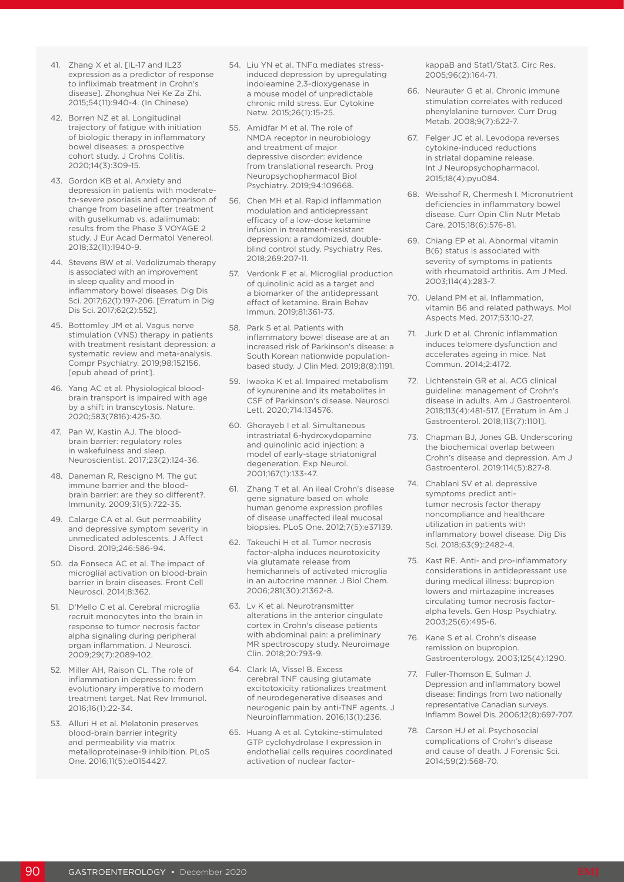41. Zhang X et al. [IL-17 and IL23 expression as a predictor of response to infliximab treatment in Crohn's disease]. Zhonghua Nei Ke Za Zhi. 2015;54(11):940-4. (In Chinese)
42. Borren NZ et al. Longitudinal trajectory of fatigue with initiation of biologic therapy in inflammatory bowel diseases: a prospective cohort study. J Crohns Colitis. 2020;14(3):309-15.
43. Gordon KB et al. Anxiety and depression in patients with moderate-to-severe psoriasis and comparison of change from baseline after treatment with guselkumab vs. adalimumab: results from the Phase 3 VOYAGE 2 study. J Eur Acad Dermatol Venereol. 2018;32(11):1940-9.
44. Stevens BW et al. Vedolizumab therapy is associated with an improvement in sleep quality and mood in inflammatory bowel diseases. Dig Dis Sci. 2017;62(1):197-206. [Erratum in Dig Dis Sci. 2017;62(2):552].
45. Bottomley JM et al. Vagus nerve stimulation (VNS) therapy in patients with treatment resistant depression: a systematic review and meta-analysis. Compr Psychiatry. 2019;98:152156. [epub ahead of print].
46. Yang AC et al. Physiological blood-brain transport is impaired with age by a shift in transcytosis. Nature. 2020;583(7816):425-30.
47. Pan W, Kastin AJ. The blood-brain barrier: regulatory roles in wakefulness and sleep. Neuroscientist. 2017;23(2):124-36.
48. Daneman R, Rescigno M. The gut immune barrier and the blood-brain barrier: are they so different?. Immunity. 2009;31(5):722-35.
49. Calarge CA et al. Gut permeability and depressive symptom severity in unmedicated adolescents. J Affect Disord. 2019;246:586-94.
50. da Fonseca AC et al. The impact of microglial activation on blood-brain barrier in brain diseases. Front Cell Neurosci. 2014;8:362.
51. D'Mello C et al. Cerebral microglia recruit monocytes into the brain in response to tumor necrosis factor alpha signaling during peripheral organ inflammation. J Neurosci. 2009;29(7):2089-102.
52. Miller AH, Raison CL. The role of inflammation in depression: from evolutionary imperative to modern treatment target. Nat Rev Immunol. 2016;16(1):22-34.
53. Alluri H et al. Melatonin preserves blood-brain barrier integrity and permeability via matrix metalloproteinase-9 inhibition. PLoS One. 2016;11(5):e0154427.
54. Liu YN et al. TNFα mediates stress-induced depression by upregulating indoleamine 2,3-dioxygenase in a mouse model of unpredictable chronic mild stress. Eur Cytokine Netw. 2015;26(1):15-25.
55. Amidfar M et al. The role of NMDA receptor in neurobiology and treatment of major depressive disorder: evidence from translational research. Prog Neuropsychopharmacol Biol Psychiatry. 2019;94:109668.
56. Chen MH et al. Rapid inflammation modulation and antidepressant efficacy of a low-dose ketamine infusion in treatment-resistant depression: a randomized, double-blind control study. Psychiatry Res. 2018;269:207-11.
57. Verdonk F et al. Microglial production of quinolinic acid as a target and a biomarker of the antidepressant effect of ketamine. Brain Behav Immun. 2019;81:361-73.
58. Park S et al. Patients with inflammatory bowel disease are at an increased risk of Parkinson's disease: a South Korean nationwide population-based study. J Clin Med. 2019;8(8):1191.
59. Iwaoka K et al. Impaired metabolism of kynurenine and its metabolites in CSF of Parkinson's disease. Neurosci Lett. 2020;714:134576.
60. Ghorayeb I et al. Simultaneous intrastriatal 6-hydroxydopamine and quinolinic acid injection: a model of early-stage striatonigral degeneration. Exp Neurol. 2001;167(1):133-47.
61. Zhang T et al. An ileal Crohn's disease gene signature based on whole human genome expression profiles of disease unaffected ileal mucosal biopsies. PLoS One. 2012;7(5):e37139.
62. Takeuchi H et al. Tumor necrosis factor-alpha induces neurotoxicity via glutamate release from hemichannels of activated microglia in an autocrine manner. J Biol Chem. 2006;281(30):21362-8.
63. Lv K et al. Neurotransmitter alterations in the anterior cingulate cortex in Crohn's disease patients with abdominal pain: a preliminary MR spectroscopy study. Neuroimage Clin. 2018;20:793-9.
64. Clark IA, Vissel B. Excess cerebral TNF causing glutamate excitotoxicity rationalizes treatment of neurodegenerative diseases and neurogenic pain by anti-TNF agents. J Neuroinflammation. 2016;13(1):236.
65. Huang A et al. Cytokine-stimulated GTP cyclohydrolase I expression in endothelial cells requires coordinated activation of nuclear factor-kappaB and Stat1/Stat3. Circ Res. 2005;96(2):164-71.
66. Neurauter G et al. Chronic immune stimulation correlates with reduced phenylalanine turnover. Curr Drug Metab. 2008;9(7):622-7.
67. Felger JC et al. Levodopa reverses cytokine-induced reductions in striatal dopamine release. Int J Neuropsychopharmacol. 2015;18(4):pyu084.
68. Weisshof R, Chermesh I. Micronutrient deficiencies in inflammatory bowel disease. Curr Opin Clin Nutr Metab Care. 2015;18(6):576-81.
69. Chiang EP et al. Abnormal vitamin B(6) status is associated with severity of symptoms in patients with rheumatoid arthritis. Am J Med. 2003;114(4):283-7.
70. Ueland PM et al. Inflammation, vitamin B6 and related pathways. Mol Aspects Med. 2017;53:10-27.
71. Jurk D et al. Chronic inflammation induces telomere dysfunction and accelerates ageing in mice. Nat Commun. 2014;2:4172.
72. Lichtenstein GR et al. ACG clinical guideline: management of Crohn's disease in adults. Am J Gastroenterol. 2018;113(4):481-517. [Erratum in Am J Gastroenterol. 2018;113(7):1101].
73. Chapman BJ, Jones GB. Underscoring the biochemical overlap between Crohn's disease and depression. Am J Gastroenterol. 2019:114(5):827-8.
74. Chablani SV et al. depressive symptoms predict anti-tumor necrosis factor therapy noncompliance and healthcare utilization in patients with inflammatory bowel disease. Dig Dis Sci. 2018;63(9):2482-4.
75. Kast RE. Anti- and pro-inflammatory considerations in antidepressant use during medical illness: bupropion lowers and mirtazapine increases circulating tumor necrosis factor-alpha levels. Gen Hosp Psychiatry. 2003;25(6):495-6.
76. Kane S et al. Crohn's disease remission on bupropion. Gastroenterology. 2003;125(4):1290.
77. Fuller-Thomson E, Sulman J. Depression and inflammatory bowel disease: findings from two nationally representative Canadian surveys. Inflamm Bowel Dis. 2006;12(8):697-707.
78. Carson HJ et al. Psychosocial complications of Crohn's disease and cause of death. J Forensic Sci. 2014;59(2):568-70.